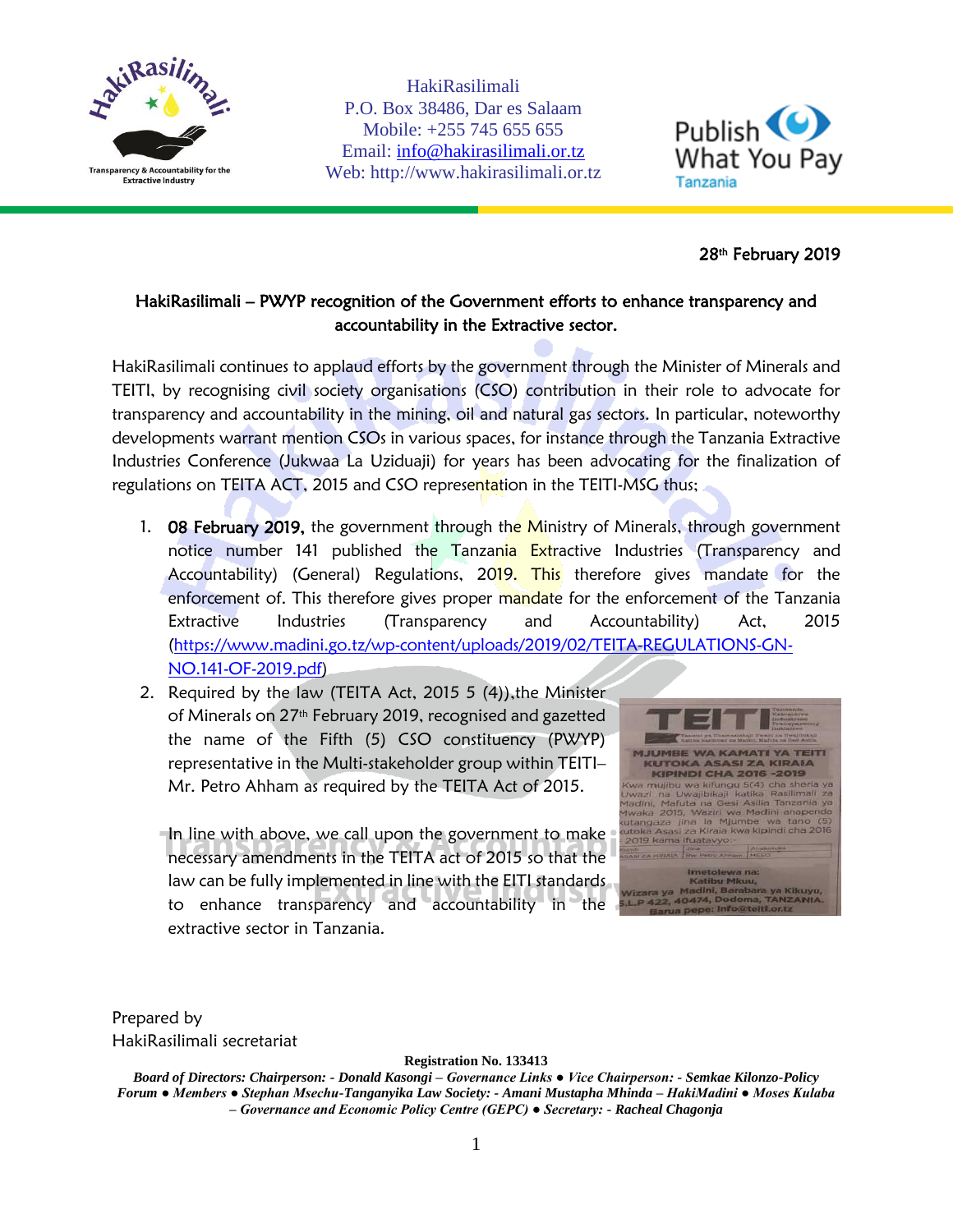HakiRasilimali
P.O. Box 38486, Dar es Salaam
Mobile: +255 745 655 655
Email: info@hakirasilimali.or.tz
Web: http://www.hakirasilimali.or.tz

28th February 2019

**HakiRasilimali – PWYP recognition of the Government efforts to enhance transparency and accountability in the Extractive sector.**

HakiRasilimali continues to applaud efforts by the government through the Minister of Minerals and TEITI, by recognising civil society organisations (CSO) contribution in their role to advocate for transparency and accountability in the mining, oil and natural gas sectors. In particular, noteworthy developments warrant mention CSOs in various spaces, for instance through the Tanzania Extractive Industries Conference (Jukwaa La Uziduaji) for years has been advocating for the finalization of regulations on TEITA ACT, 2015 and CSO representation in the TEITI-MSG thus;

1. **08 February 2019,** the government through the Ministry of Minerals, through government notice number 141 published the Tanzania Extractive Industries (Transparency and Accountability) (General) Regulations, 2019. This therefore gives mandate for the enforcement of. This therefore gives proper mandate for the enforcement of the Tanzania Extractive Industries (Transparency and Accountability) Act, 2015 (https://www.madini.go.tz/wp-content/uploads/2019/02/TEITA-REGULATIONS-GN-NO.141-OF-2019.pdf)
2. Required by the law (TEITA Act, 2015 5 (4)),the Minister of Minerals on 27th February 2019, recognised and gazetted the name of the Fifth (5) CSO constituency (PWYP) representative in the Multi-stakeholder group within TEITI– Mr. Petro Ahham as required by the TEITA Act of 2015.

   In line with above, we call upon the government to make necessary amendments in the TEITA act of 2015 so that the law can be fully implemented in line with the EITI standards to enhance transparency and accountability in the extractive sector in Tanzania.

Prepared by
HakiRasilimali secretariat

**Registration No. 133413**

***Board of Directors: Chairperson: - Donald Kasongi – Governance Links ● Vice Chairperson: - Semkae Kilonzo-Policy Forum ● Members ● Stephan Msechu-Tanganyika Law Society: - Amani Mustapha Mhinda – HakiMadini ● Moses Kulaba – Governance and Economic Policy Centre (GEPC) ● Secretary: - Racheal Chagonja***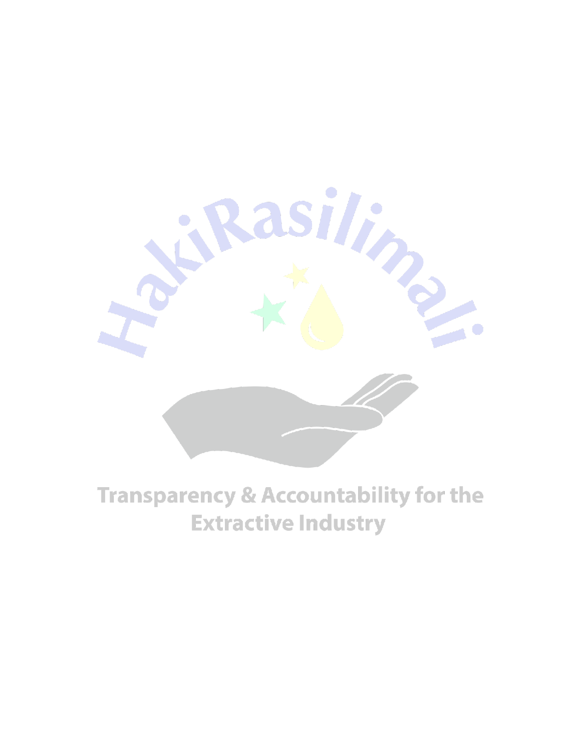HakiRasilimali

Transparency & Accountability for the Extractive Industry